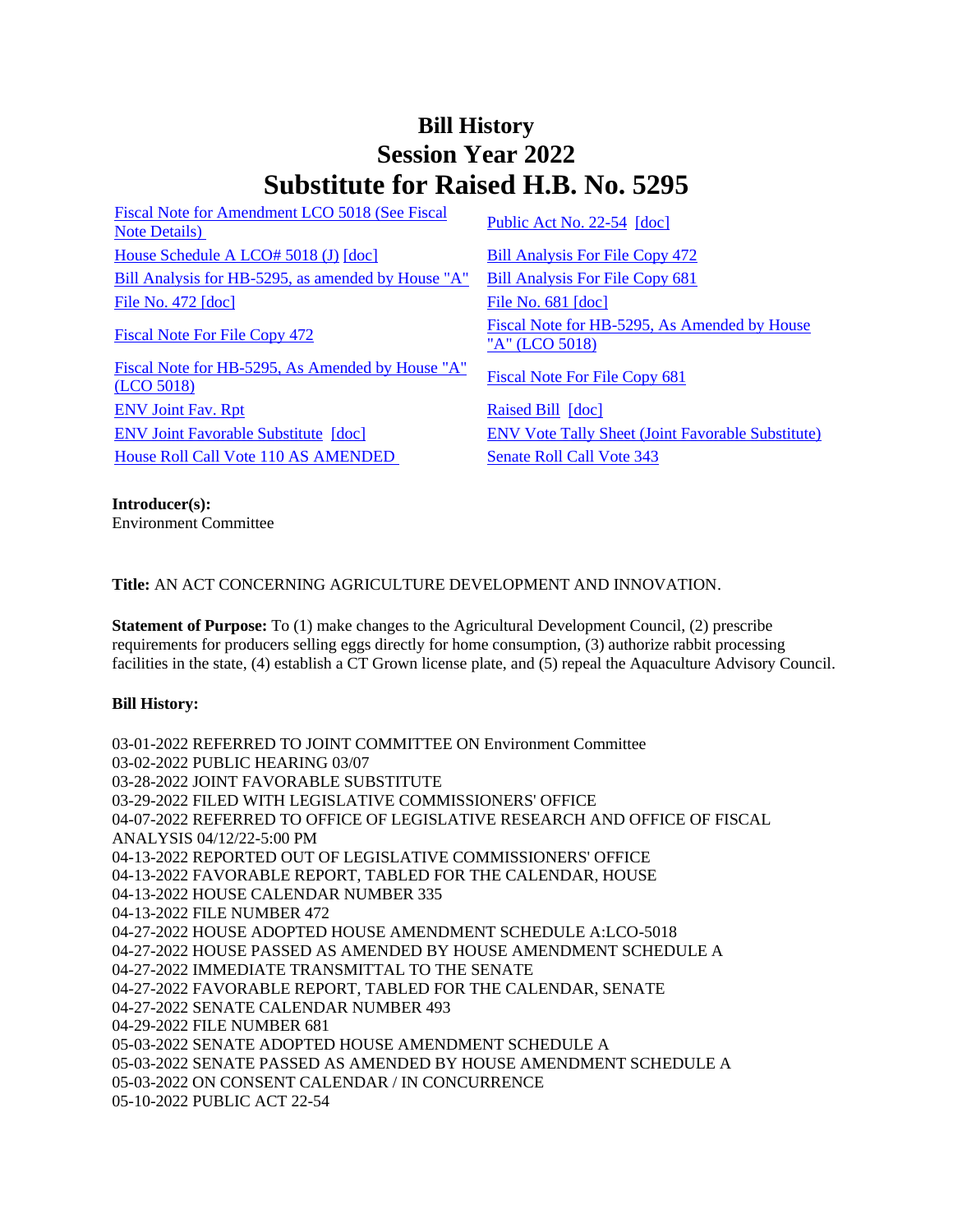# Bill History
# Session Year 2022
# Substitute for Raised H.B. No. 5295

| | |
|---|---|
| Fiscal Note for Amendment LCO 5018 (See Fiscal Note Details) | Public Act No. 22-54 [doc] |
| House Schedule A LCO# 5018 (J) [doc] | Bill Analysis For File Copy 472 |
| Bill Analysis for HB-5295, as amended by House "A" | Bill Analysis For File Copy 681 |
| File No. 472 [doc] | File No. 681 [doc] |
| Fiscal Note For File Copy 472 | Fiscal Note for HB-5295, As Amended by House "A" (LCO 5018) |
| Fiscal Note for HB-5295, As Amended by House "A" (LCO 5018) | Fiscal Note For File Copy 681 |
| ENV Joint Fav. Rpt | Raised Bill [doc] |
| ENV Joint Favorable Substitute [doc] | ENV Vote Tally Sheet (Joint Favorable Substitute) |
| House Roll Call Vote 110 AS AMENDED | Senate Roll Call Vote 343 |

**Introducer(s):**
Environment Committee

**Title:** AN ACT CONCERNING AGRICULTURE DEVELOPMENT AND INNOVATION.

**Statement of Purpose:** To (1) make changes to the Agricultural Development Council, (2) prescribe requirements for producers selling eggs directly for home consumption, (3) authorize rabbit processing facilities in the state, (4) establish a CT Grown license plate, and (5) repeal the Aquaculture Advisory Council.

**Bill History:**

03-01-2022 REFERRED TO JOINT COMMITTEE ON Environment Committee
03-02-2022 PUBLIC HEARING 03/07
03-28-2022 JOINT FAVORABLE SUBSTITUTE
03-29-2022 FILED WITH LEGISLATIVE COMMISSIONERS' OFFICE
04-07-2022 REFERRED TO OFFICE OF LEGISLATIVE RESEARCH AND OFFICE OF FISCAL ANALYSIS 04/12/22-5:00 PM
04-13-2022 REPORTED OUT OF LEGISLATIVE COMMISSIONERS' OFFICE
04-13-2022 FAVORABLE REPORT, TABLED FOR THE CALENDAR, HOUSE
04-13-2022 HOUSE CALENDAR NUMBER 335
04-13-2022 FILE NUMBER 472
04-27-2022 HOUSE ADOPTED HOUSE AMENDMENT SCHEDULE A:LCO-5018
04-27-2022 HOUSE PASSED AS AMENDED BY HOUSE AMENDMENT SCHEDULE A
04-27-2022 IMMEDIATE TRANSMITTAL TO THE SENATE
04-27-2022 FAVORABLE REPORT, TABLED FOR THE CALENDAR, SENATE
04-27-2022 SENATE CALENDAR NUMBER 493
04-29-2022 FILE NUMBER 681
05-03-2022 SENATE ADOPTED HOUSE AMENDMENT SCHEDULE A
05-03-2022 SENATE PASSED AS AMENDED BY HOUSE AMENDMENT SCHEDULE A
05-03-2022 ON CONSENT CALENDAR / IN CONCURRENCE
05-10-2022 PUBLIC ACT 22-54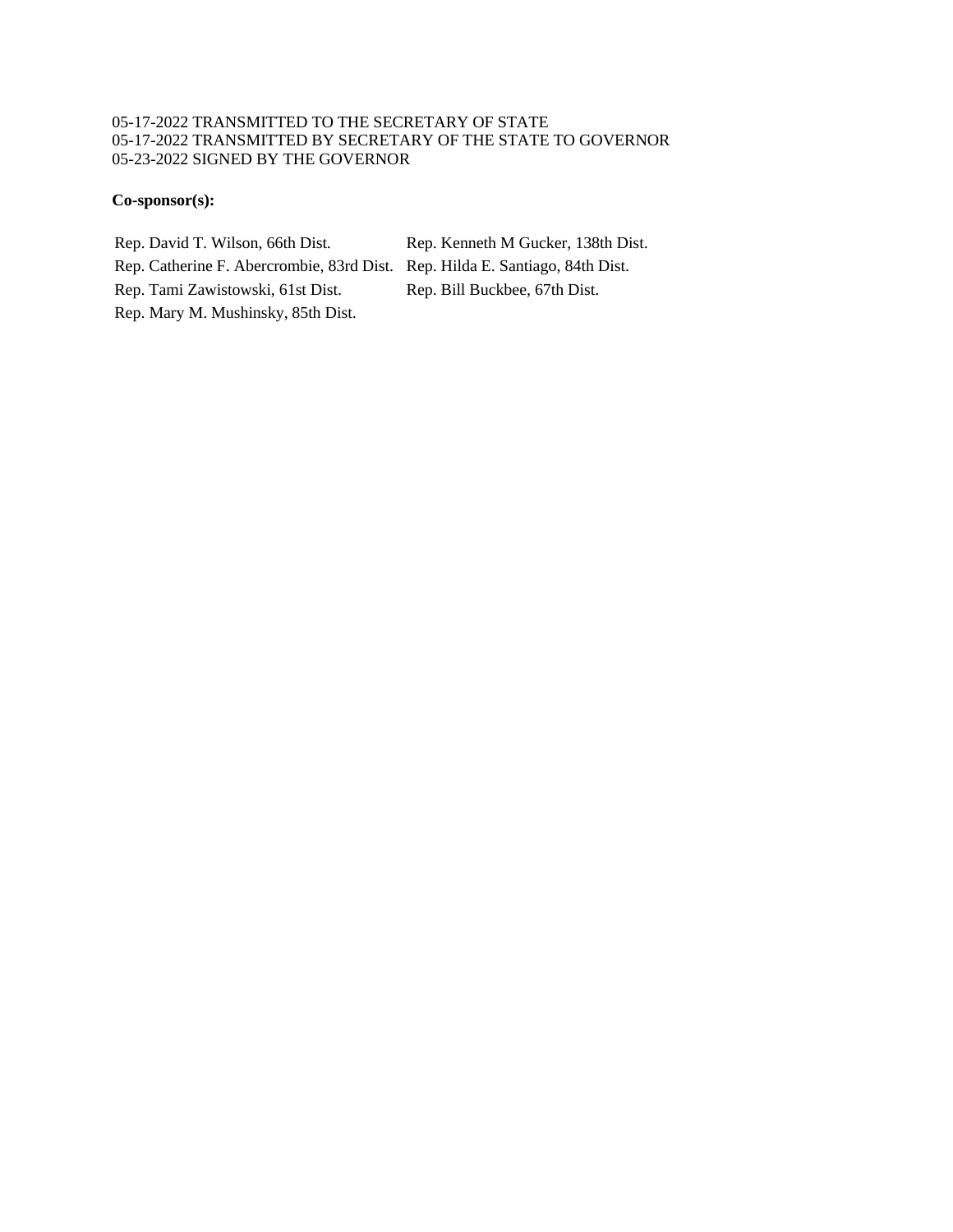05-17-2022 TRANSMITTED TO THE SECRETARY OF STATE
05-17-2022 TRANSMITTED BY SECRETARY OF THE STATE TO GOVERNOR
05-23-2022 SIGNED BY THE GOVERNOR

**Co-sponsor(s):**

| | |
|---|---|
| Rep. David T. Wilson, 66th Dist. | Rep. Kenneth M Gucker, 138th Dist. |
| Rep. Catherine F. Abercrombie, 83rd Dist. | Rep. Hilda E. Santiago, 84th Dist. |
| Rep. Tami Zawistowski, 61st Dist. | Rep. Bill Buckbee, 67th Dist. |
| Rep. Mary M. Mushinsky, 85th Dist. | |